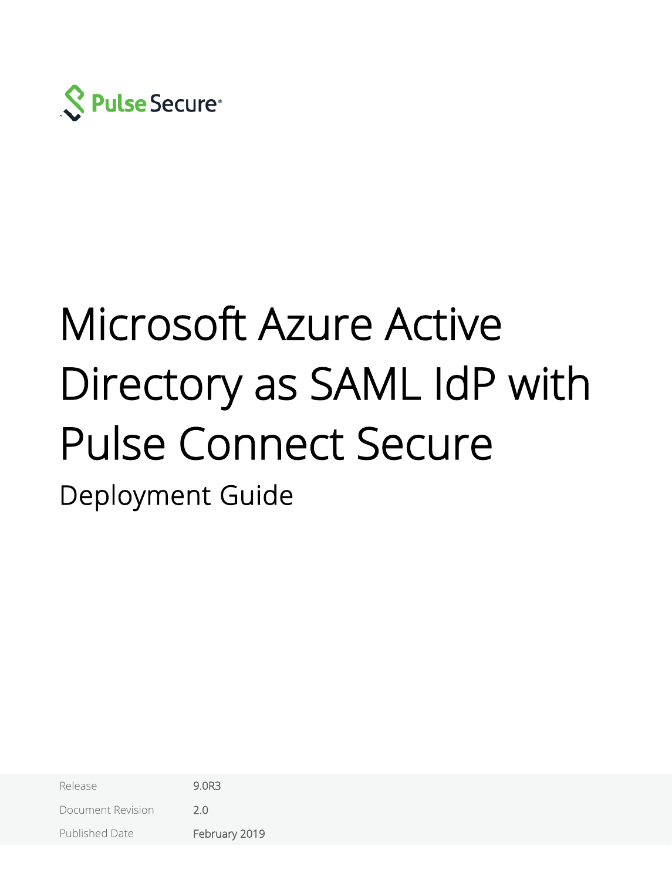Pulse Secure

# Microsoft Azure Active Directory as SAML IdP with Pulse Connect Secure

## Deployment Guide

| Release | 9.0R3 |
| --- | --- |
| Document Revision | 2.0 |
| Published Date | February 2019 |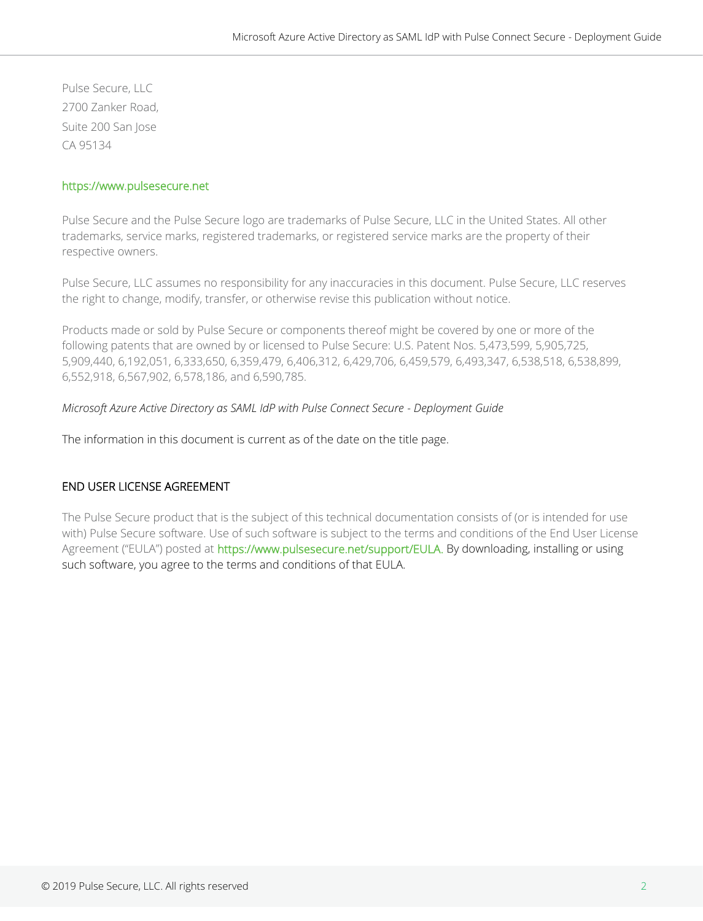Pulse Secure, LLC
2700 Zanker Road,
Suite 200 San Jose
CA 95134

https://www.pulsesecure.net

Pulse Secure and the Pulse Secure logo are trademarks of Pulse Secure, LLC in the United States. All other trademarks, service marks, registered trademarks, or registered service marks are the property of their respective owners.

Pulse Secure, LLC assumes no responsibility for any inaccuracies in this document. Pulse Secure, LLC reserves the right to change, modify, transfer, or otherwise revise this publication without notice.

Products made or sold by Pulse Secure or components thereof might be covered by one or more of the following patents that are owned by or licensed to Pulse Secure: U.S. Patent Nos. 5,473,599, 5,905,725, 5,909,440, 6,192,051, 6,333,650, 6,359,479, 6,406,312, 6,429,706, 6,459,579, 6,493,347, 6,538,518, 6,538,899, 6,552,918, 6,567,902, 6,578,186, and 6,590,785.

*Microsoft Azure Active Directory as SAML IdP with Pulse Connect Secure - Deployment Guide*

The information in this document is current as of the date on the title page.

## END USER LICENSE AGREEMENT

The Pulse Secure product that is the subject of this technical documentation consists of (or is intended for use with) Pulse Secure software. Use of such software is subject to the terms and conditions of the End User License Agreement ("EULA") posted at https://www.pulsesecure.net/support/EULA. By downloading, installing or using such software, you agree to the terms and conditions of that EULA.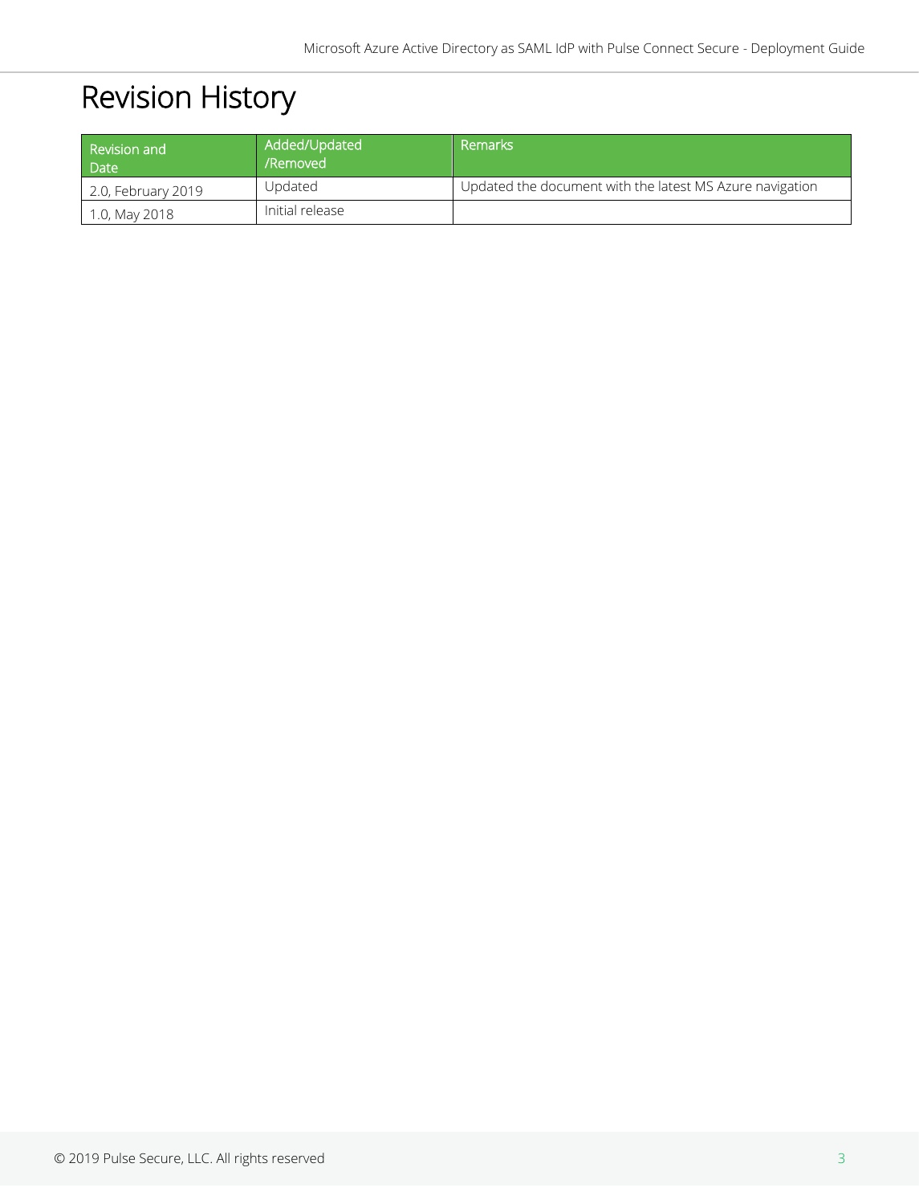# Revision History

| Revision and Date | Added/Updated /Removed | Remarks |
|---|---|---|
| 2.0, February 2019 | Updated | Updated the document with the latest MS Azure navigation |
| 1.0, May 2018 | Initial release | |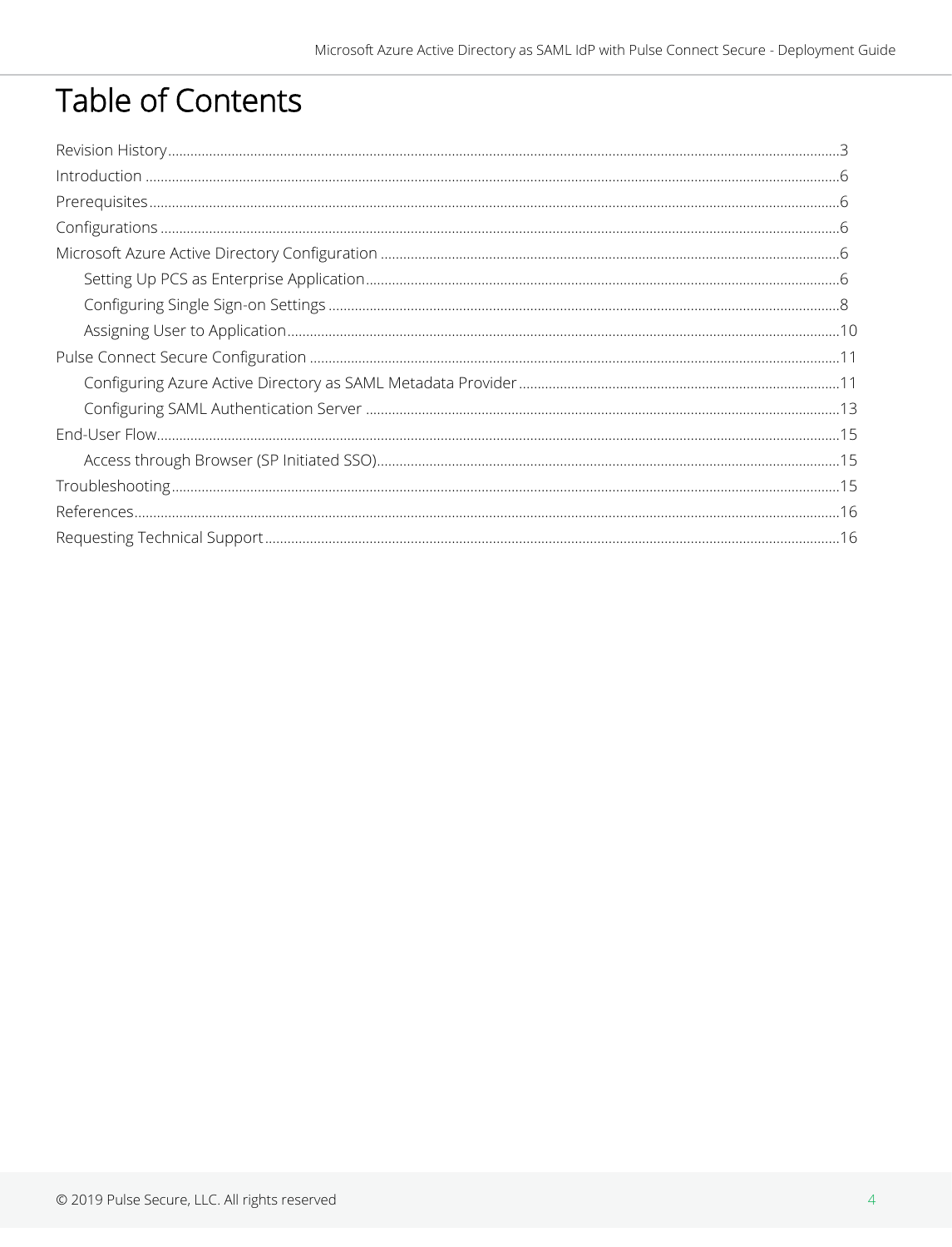# Table of Contents

- Revision History ... 3
- Introduction ... 6
- Prerequisites ... 6
- Configurations ... 6
- Microsoft Azure Active Directory Configuration ... 6
  - Setting Up PCS as Enterprise Application ... 6
  - Configuring Single Sign-on Settings ... 8
  - Assigning User to Application ... 10
- Pulse Connect Secure Configuration ... 11
  - Configuring Azure Active Directory as SAML Metadata Provider ... 11
  - Configuring SAML Authentication Server ... 13
- End-User Flow ... 15
  - Access through Browser (SP Initiated SSO) ... 15
- Troubleshooting ... 15
- References ... 16
- Requesting Technical Support ... 16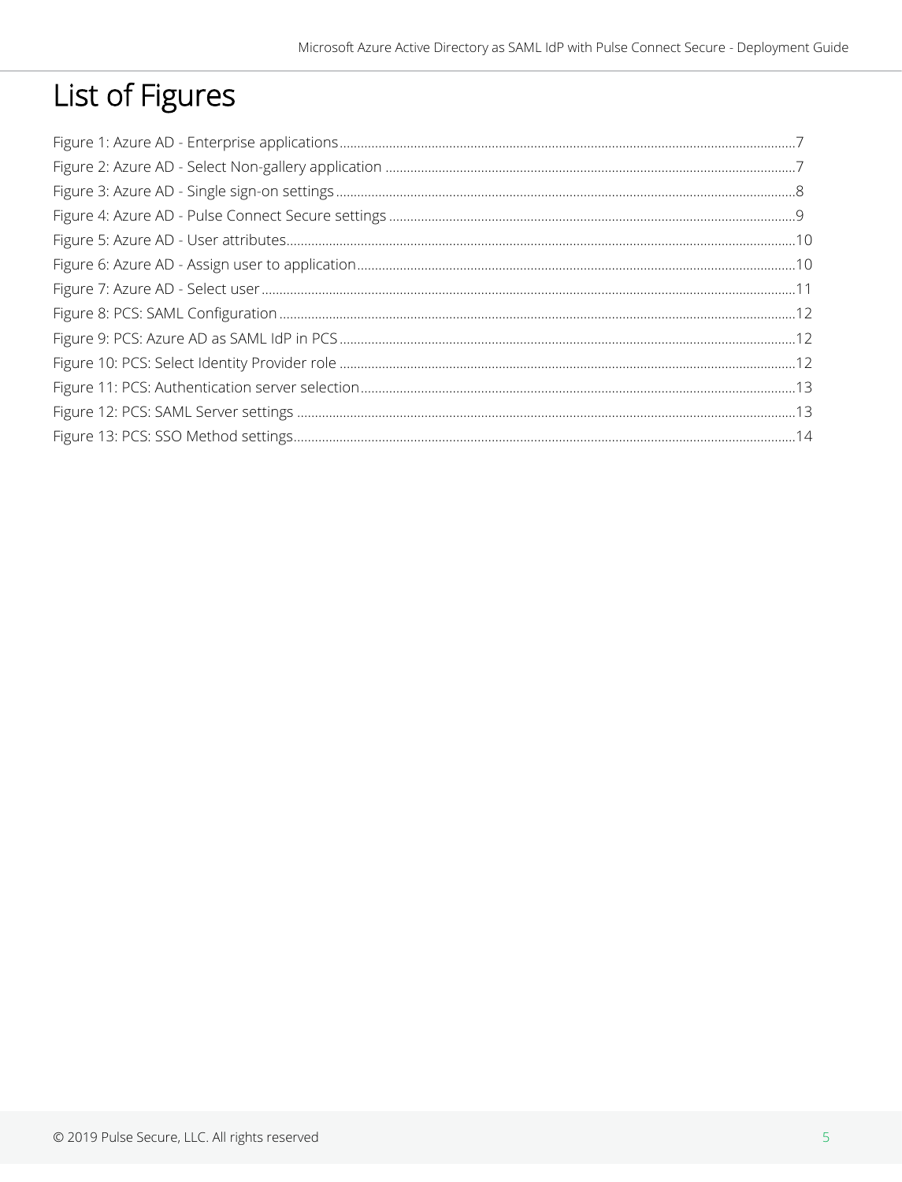# List of Figures

Figure 1: Azure AD - Enterprise applications ....... 7
Figure 2: Azure AD - Select Non-gallery application ....... 7
Figure 3: Azure AD - Single sign-on settings ....... 8
Figure 4: Azure AD - Pulse Connect Secure settings ....... 9
Figure 5: Azure AD - User attributes ....... 10
Figure 6: Azure AD - Assign user to application ....... 10
Figure 7: Azure AD - Select user ....... 11
Figure 8: PCS: SAML Configuration ....... 12
Figure 9: PCS: Azure AD as SAML IdP in PCS ....... 12
Figure 10: PCS: Select Identity Provider role ....... 12
Figure 11: PCS: Authentication server selection ....... 13
Figure 12: PCS: SAML Server settings ....... 13
Figure 13: PCS: SSO Method settings ....... 14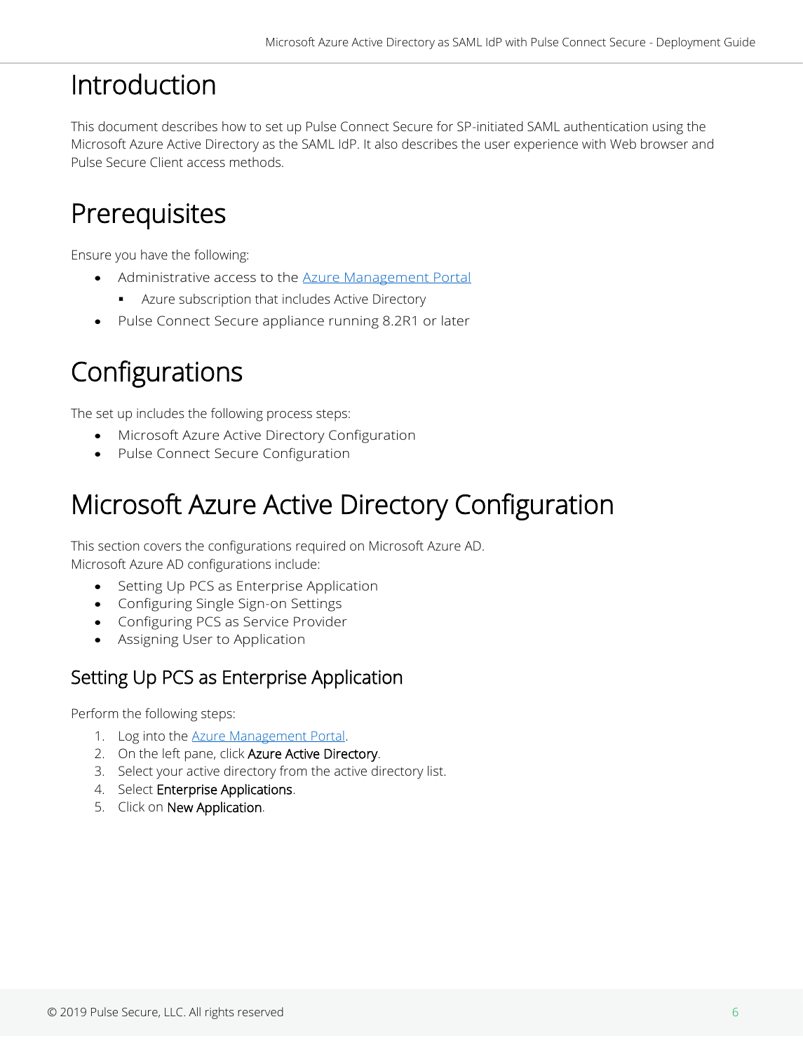# Introduction

This document describes how to set up Pulse Connect Secure for SP-initiated SAML authentication using the Microsoft Azure Active Directory as the SAML IdP. It also describes the user experience with Web browser and Pulse Secure Client access methods.

# Prerequisites

Ensure you have the following:

- Administrative access to the [Azure Management Portal]()
  - Azure subscription that includes Active Directory
- Pulse Connect Secure appliance running 8.2R1 or later

# Configurations

The set up includes the following process steps:

- Microsoft Azure Active Directory Configuration
- Pulse Connect Secure Configuration

# Microsoft Azure Active Directory Configuration

This section covers the configurations required on Microsoft Azure AD.
Microsoft Azure AD configurations include:

- Setting Up PCS as Enterprise Application
- Configuring Single Sign-on Settings
- Configuring PCS as Service Provider
- Assigning User to Application

## Setting Up PCS as Enterprise Application

Perform the following steps:

1. Log into the [Azure Management Portal]().
2. On the left pane, click **Azure Active Directory**.
3. Select your active directory from the active directory list.
4. Select **Enterprise Applications**.
5. Click on **New Application**.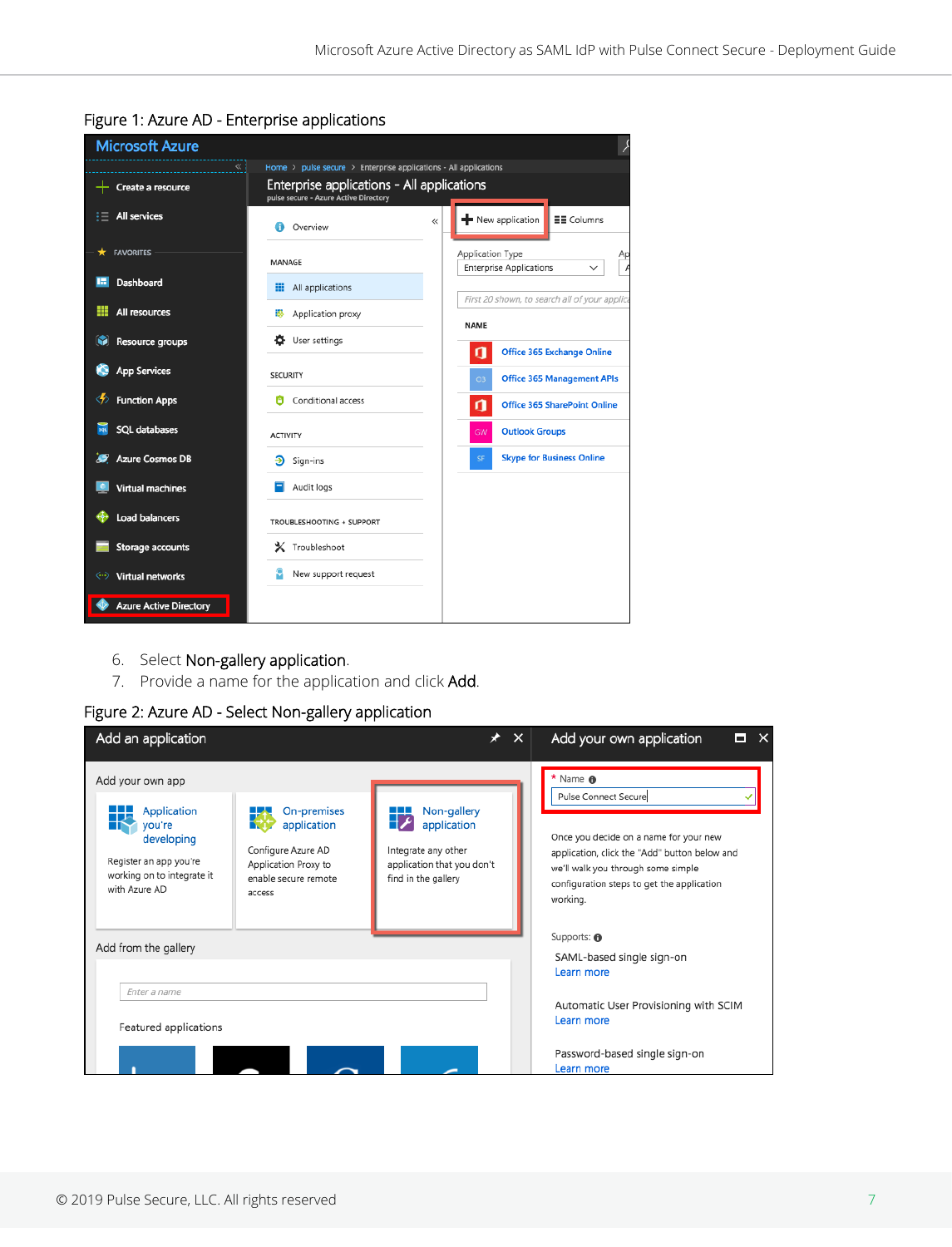Figure 1: Azure AD - Enterprise applications

6. Select **Non-gallery application**.
7. Provide a name for the application and click **Add**.

Figure 2: Azure AD - Select Non-gallery application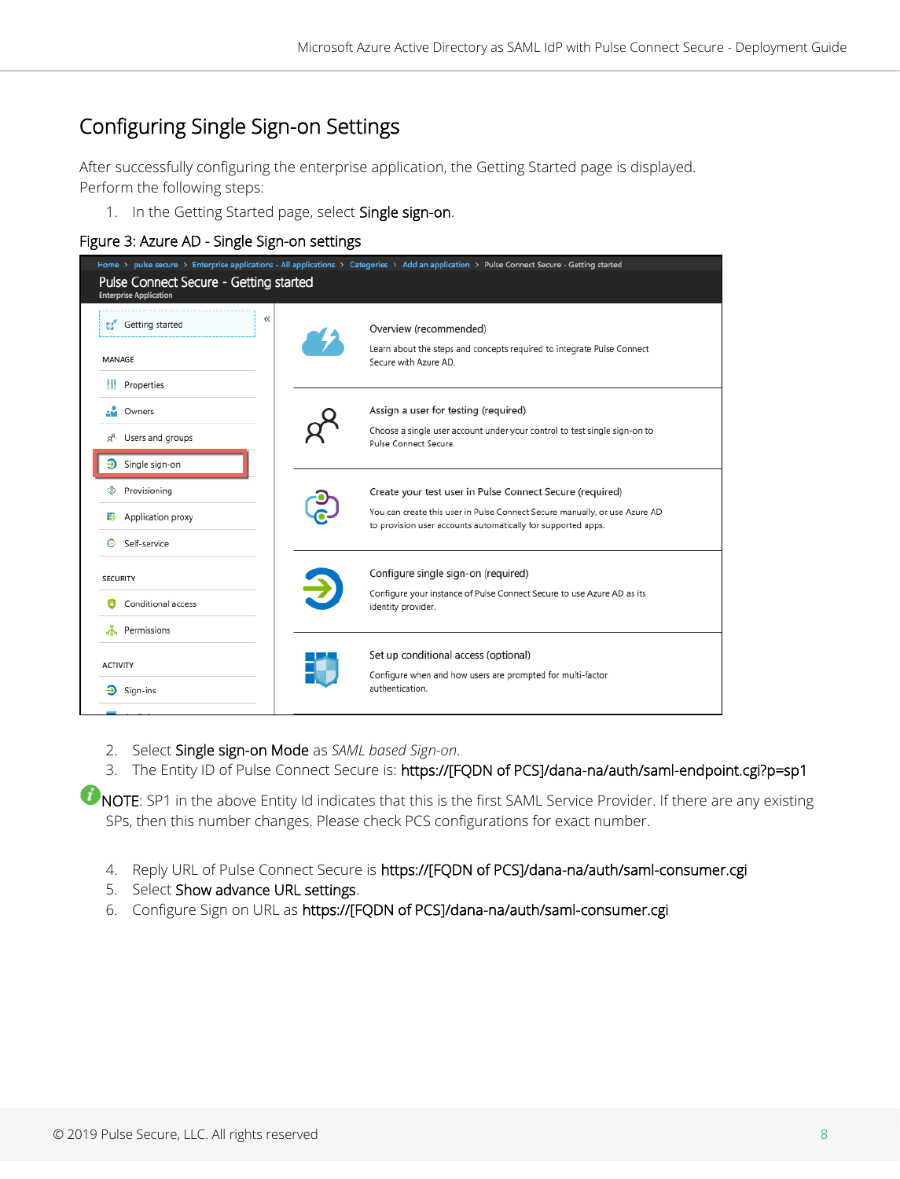# Configuring Single Sign-on Settings

After successfully configuring the enterprise application, the Getting Started page is displayed. Perform the following steps:

1. In the Getting Started page, select **Single sign-on**.

Figure 3: Azure AD - Single Sign-on settings

2. Select **Single sign-on Mode** as *SAML based Sign-on*.
3. The Entity ID of Pulse Connect Secure is: **https://[FQDN of PCS]/dana-na/auth/saml-endpoint.cgi?p=sp1**

NOTE: SP1 in the above Entity Id indicates that this is the first SAML Service Provider. If there are any existing SPs, then this number changes. Please check PCS configurations for exact number.

4. Reply URL of Pulse Connect Secure is **https://[FQDN of PCS]/dana-na/auth/saml-consumer.cgi**
5. Select **Show advance URL settings**.
6. Configure Sign on URL as **https://[FQDN of PCS]/dana-na/auth/saml-consumer.cgi**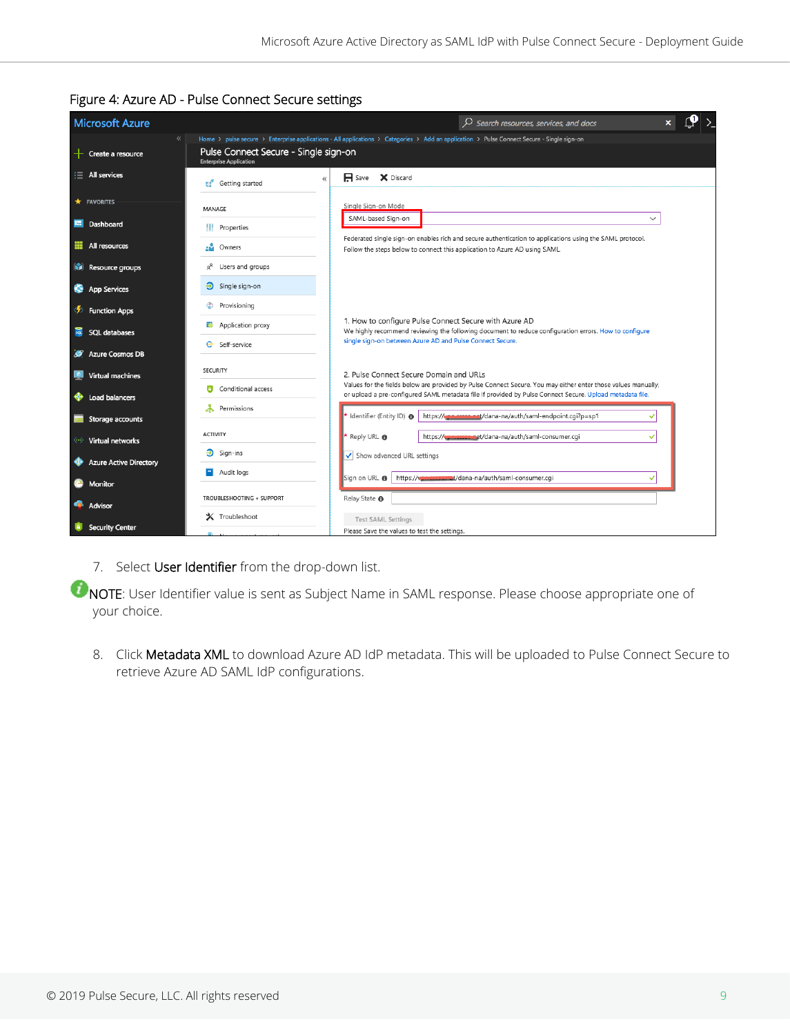Figure 4: Azure AD - Pulse Connect Secure settings

7. Select **User Identifier** from the drop-down list.

NOTE: User Identifier value is sent as Subject Name in SAML response. Please choose appropriate one of your choice.

8. Click **Metadata XML** to download Azure AD IdP metadata. This will be uploaded to Pulse Connect Secure to retrieve Azure AD SAML IdP configurations.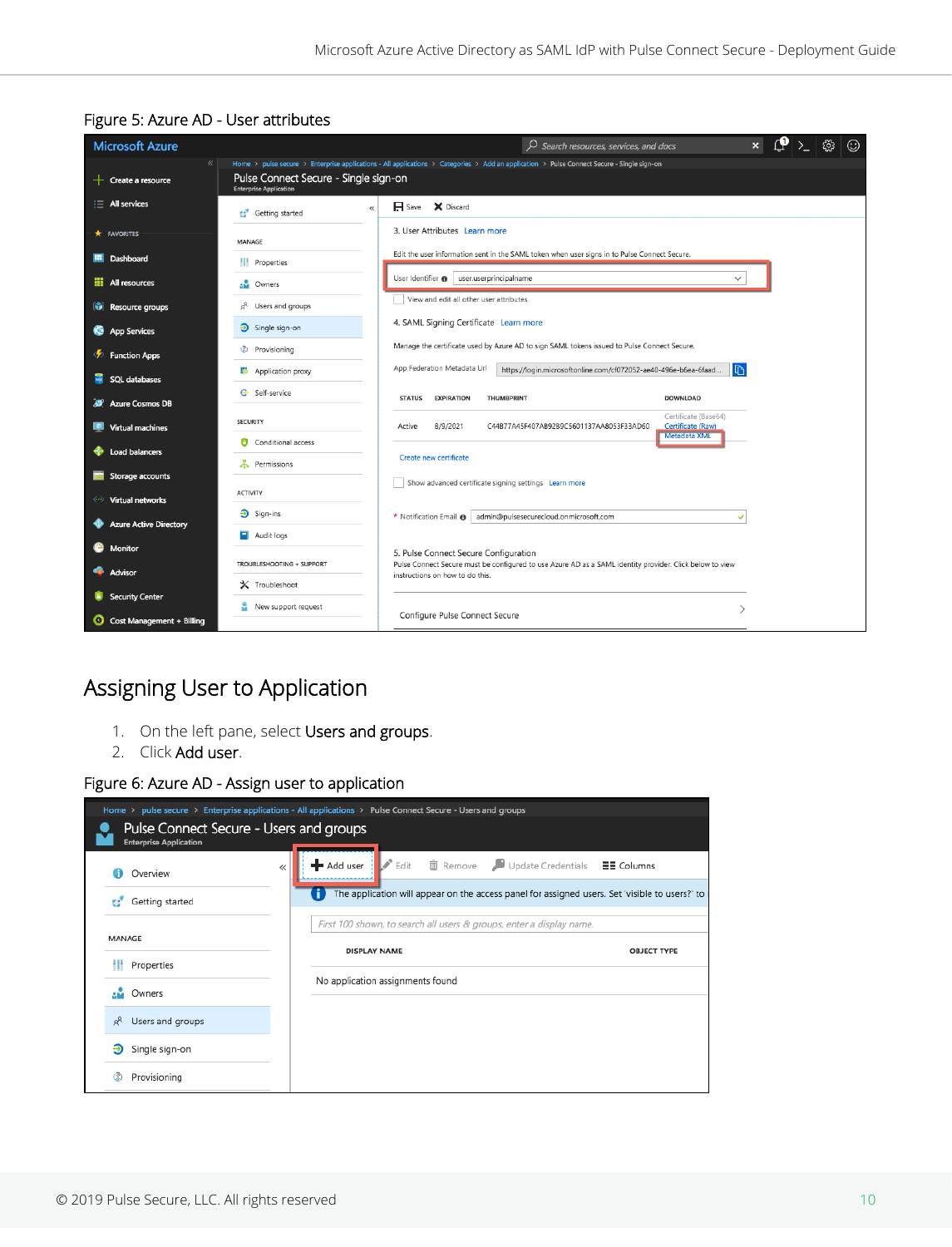Figure 5: Azure AD - User attributes

## Assigning User to Application

1. On the left pane, select **Users and groups**.
2. Click **Add user**.

Figure 6: Azure AD - Assign user to application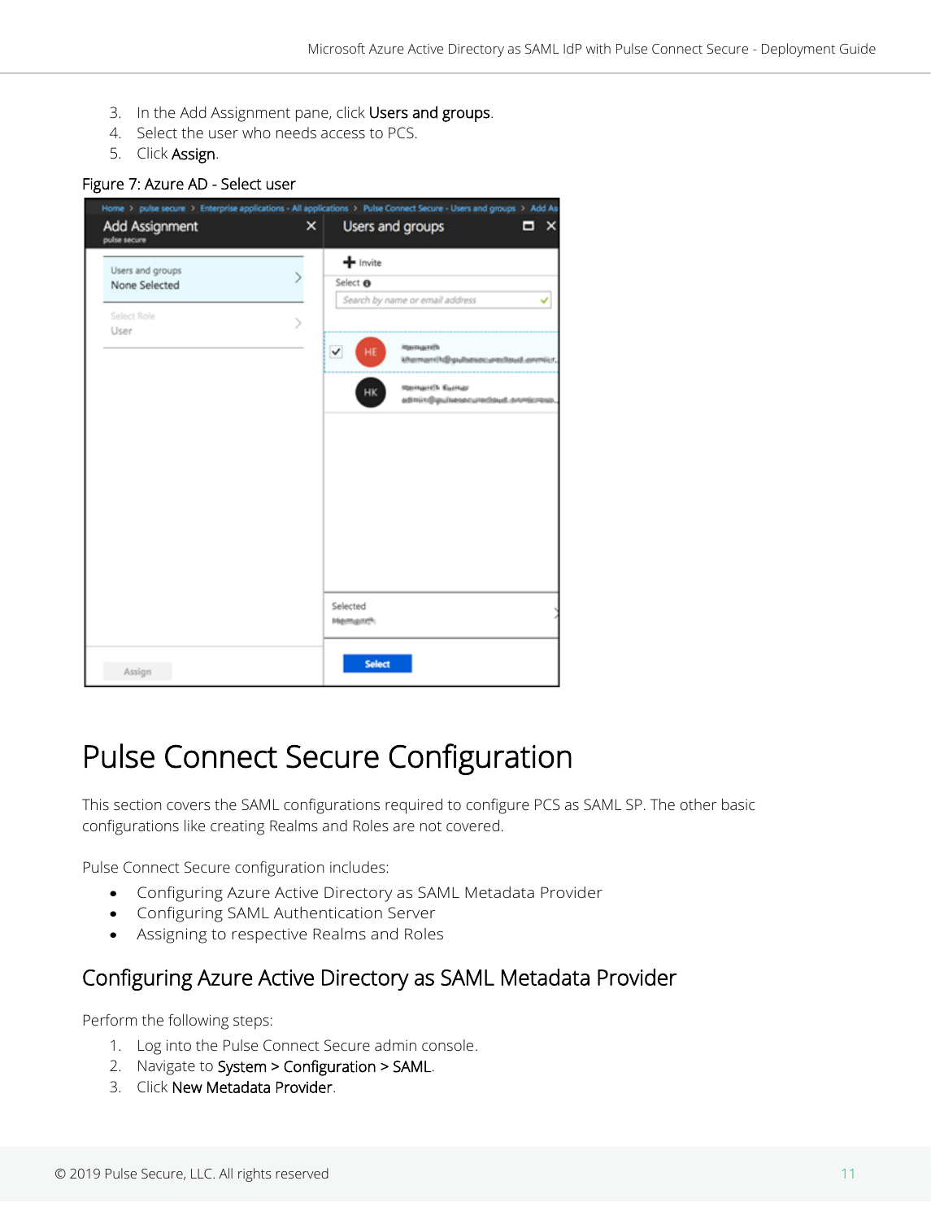3. In the Add Assignment pane, click Users and groups.
4. Select the user who needs access to PCS.
5. Click Assign.

Figure 7: Azure AD - Select user

# Pulse Connect Secure Configuration

This section covers the SAML configurations required to configure PCS as SAML SP. The other basic configurations like creating Realms and Roles are not covered.

Pulse Connect Secure configuration includes:

- Configuring Azure Active Directory as SAML Metadata Provider
- Configuring SAML Authentication Server
- Assigning to respective Realms and Roles

## Configuring Azure Active Directory as SAML Metadata Provider

Perform the following steps:

1. Log into the Pulse Connect Secure admin console.
2. Navigate to System > Configuration > SAML.
3. Click New Metadata Provider.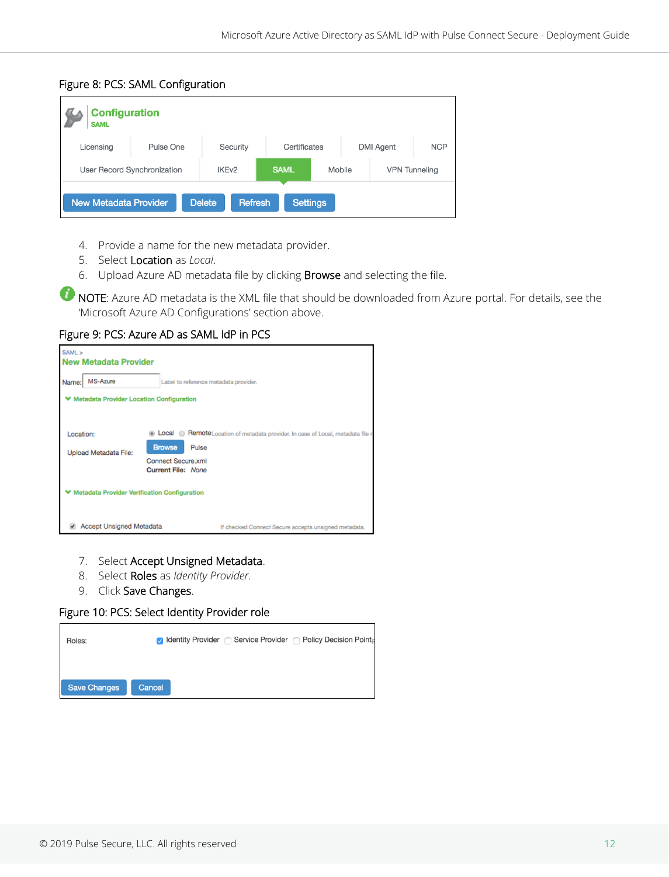Figure 8: PCS: SAML Configuration

4. Provide a name for the new metadata provider.
5. Select **Location** as *Local*.
6. Upload Azure AD metadata file by clicking **Browse** and selecting the file.

NOTE: Azure AD metadata is the XML file that should be downloaded from Azure portal. For details, see the 'Microsoft Azure AD Configurations' section above.

Figure 9: PCS: Azure AD as SAML IdP in PCS

7. Select **Accept Unsigned Metadata**.
8. Select **Roles** as *Identity Provider*.
9. Click **Save Changes**.

Figure 10: PCS: Select Identity Provider role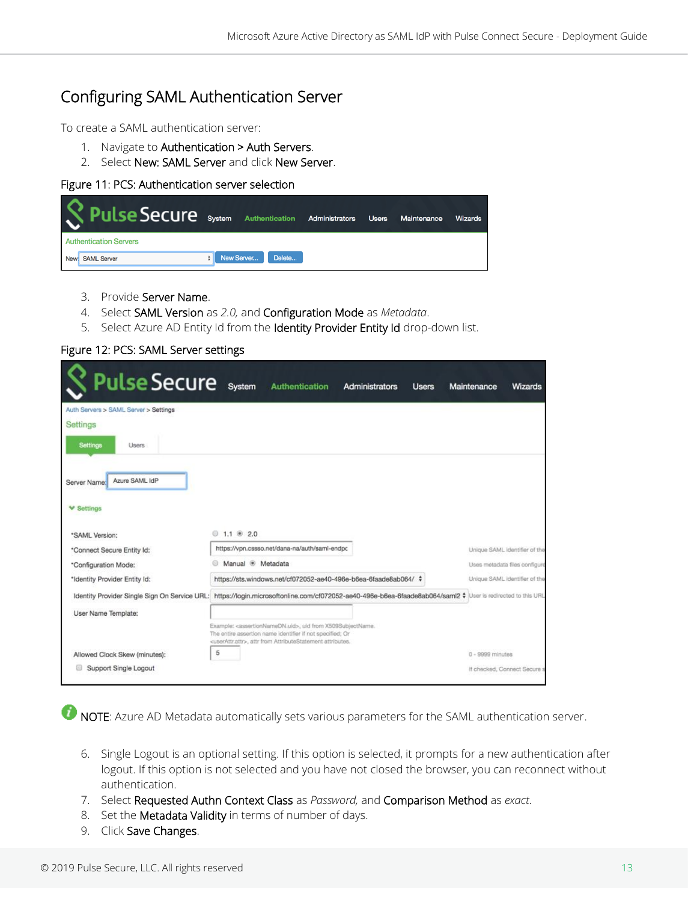## Configuring SAML Authentication Server

To create a SAML authentication server:

1. Navigate to Authentication > Auth Servers.
2. Select New: SAML Server and click New Server.

Figure 11: PCS: Authentication server selection

3. Provide Server Name.
4. Select SAML Version as *2.0,* and Configuration Mode as *Metadata*.
5. Select Azure AD Entity Id from the Identity Provider Entity Id drop-down list.

Figure 12: PCS: SAML Server settings

NOTE: Azure AD Metadata automatically sets various parameters for the SAML authentication server.

6. Single Logout is an optional setting. If this option is selected, it prompts for a new authentication after logout. If this option is not selected and you have not closed the browser, you can reconnect without authentication.
7. Select Requested Authn Context Class as *Password,* and Comparison Method as *exact*.
8. Set the Metadata Validity in terms of number of days.
9. Click Save Changes.

© 2019 Pulse Secure, LLC. All rights reserved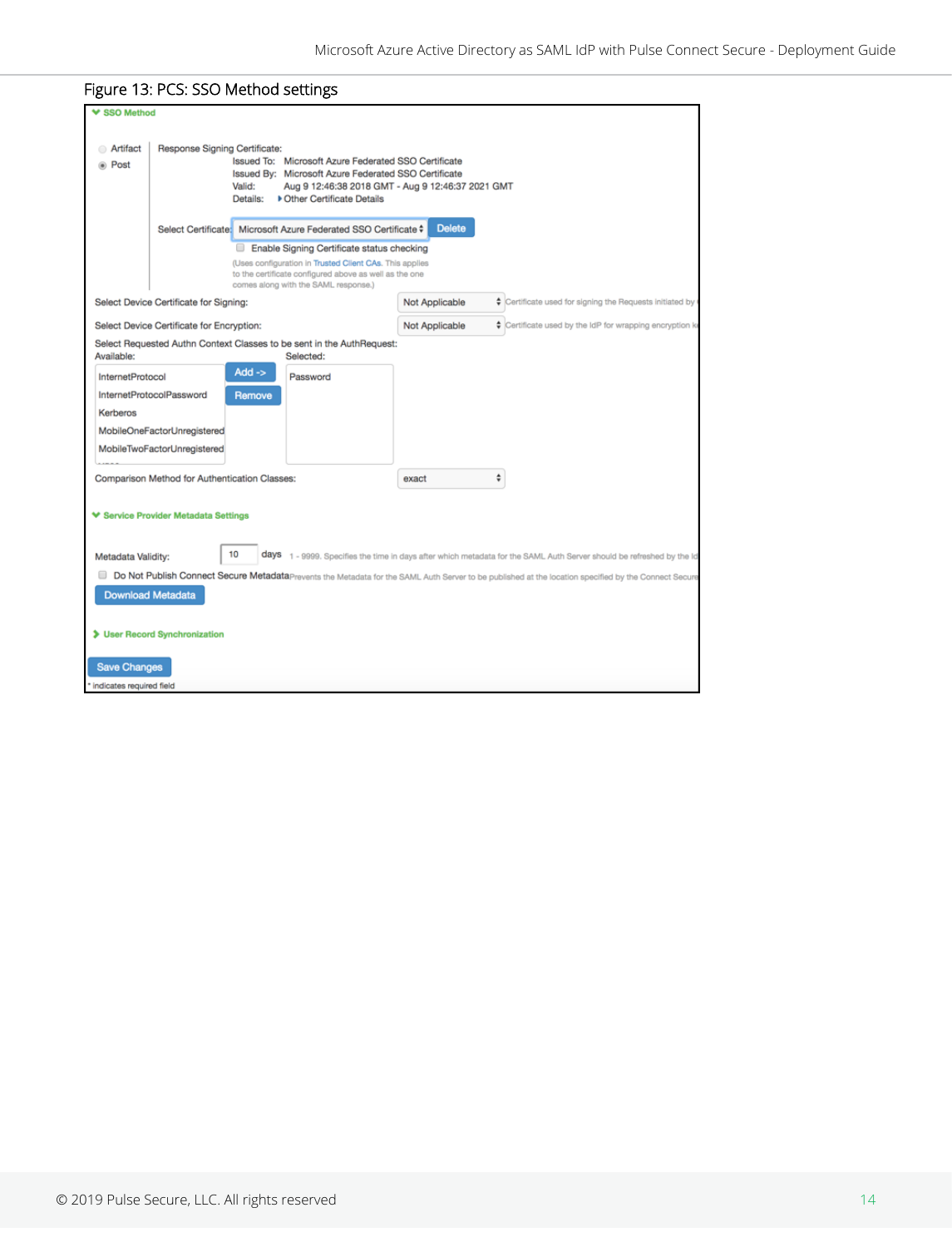Figure 13: PCS: SSO Method settings

SSO Method

Artifact
Post

Response Signing Certificate:
Issued To: Microsoft Azure Federated SSO Certificate
Issued By: Microsoft Azure Federated SSO Certificate
Valid: Aug 9 12:46:38 2018 GMT - Aug 9 12:46:37 2021 GMT
Details: Other Certificate Details

Select Certificate: Microsoft Azure Federated SSO Certificate Delete

Enable Signing Certificate status checking

(Uses configuration in Trusted Client CAs. This applies to the certificate configured above as well as the one comes along with the SAML response.)

Select Device Certificate for Signing: Not Applicable Certificate used for signing the Requests initiated by

Select Device Certificate for Encryption: Not Applicable Certificate used by the IdP for wrapping encryption k

Select Requested Authn Context Classes to be sent in the AuthRequest:

Available: InternetProtocol, InternetProtocolPassword, Kerberos, MobileOneFactorUnregistered, MobileTwoFactorUnregistered

Add -> Remove

Selected: Password

Comparison Method for Authentication Classes: exact

Service Provider Metadata Settings

Metadata Validity: 10 days 1 - 9999. Specifies the time in days after which metadata for the SAML Auth Server should be refreshed by the Id

Do Not Publish Connect Secure Metadata Prevents the Metadata for the SAML Auth Server to be published at the location specified by the Connect Secure

Download Metadata

User Record Synchronization

Save Changes

* indicates required field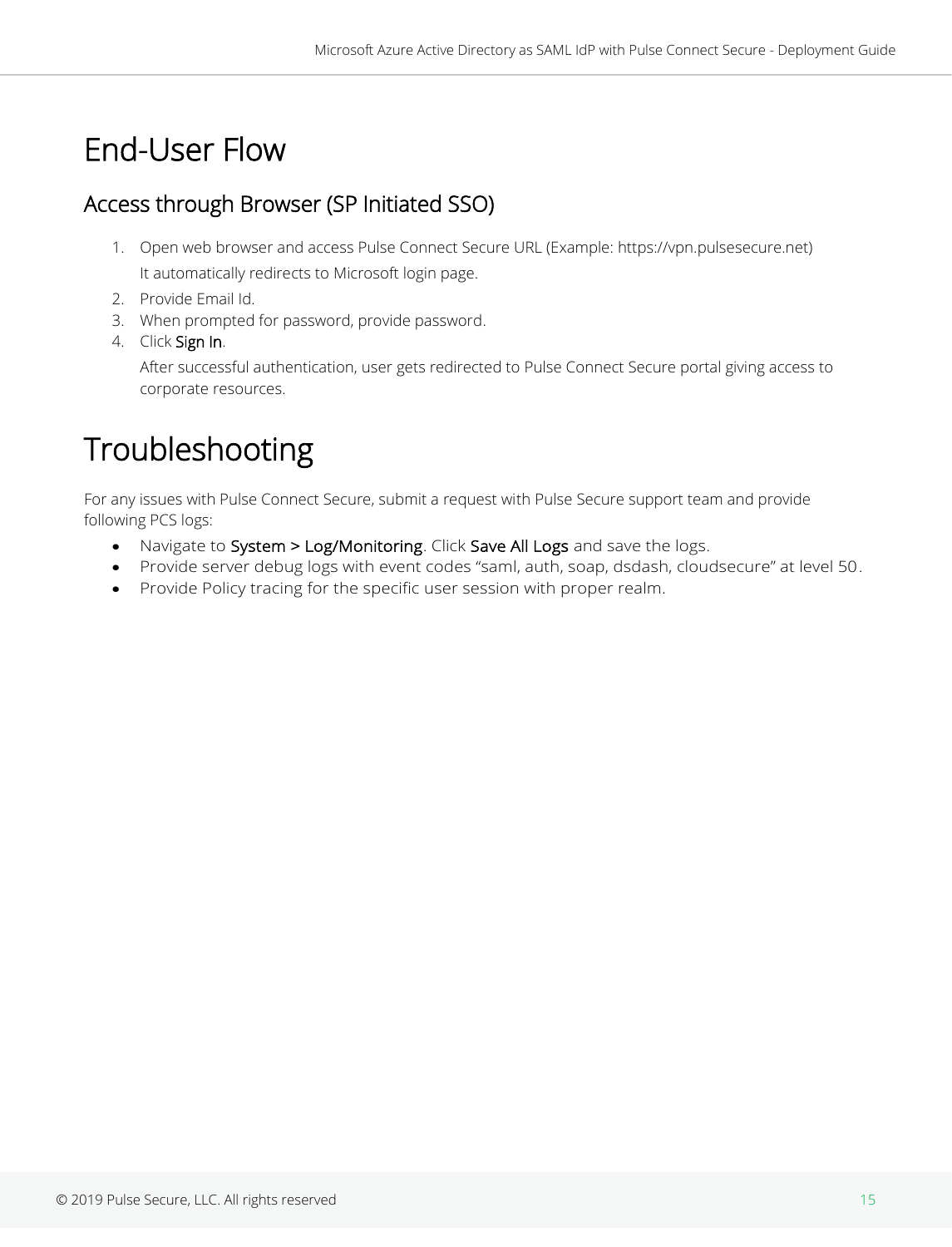# End-User Flow

## Access through Browser (SP Initiated SSO)

1. Open web browser and access Pulse Connect Secure URL (Example: https://vpn.pulsesecure.net)
   It automatically redirects to Microsoft login page.
2. Provide Email Id.
3. When prompted for password, provide password.
4. Click **Sign In**.
   After successful authentication, user gets redirected to Pulse Connect Secure portal giving access to corporate resources.

# Troubleshooting

For any issues with Pulse Connect Secure, submit a request with Pulse Secure support team and provide following PCS logs:

- Navigate to **System > Log/Monitoring**. Click **Save All Logs** and save the logs.
- Provide server debug logs with event codes "saml, auth, soap, dsdash, cloudsecure" at level 50.
- Provide Policy tracing for the specific user session with proper realm.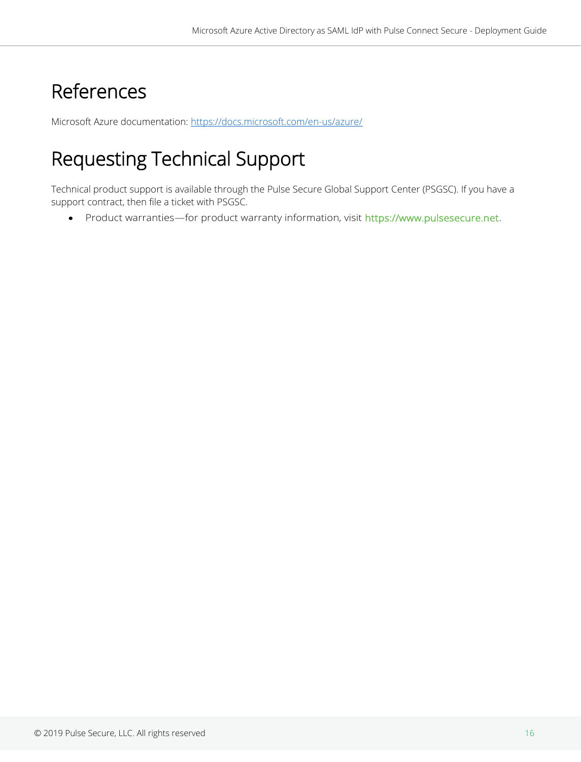# References

Microsoft Azure documentation: https://docs.microsoft.com/en-us/azure/

# Requesting Technical Support

Technical product support is available through the Pulse Secure Global Support Center (PSGSC). If you have a support contract, then file a ticket with PSGSC.

- Product warranties—for product warranty information, visit https://www.pulsesecure.net.